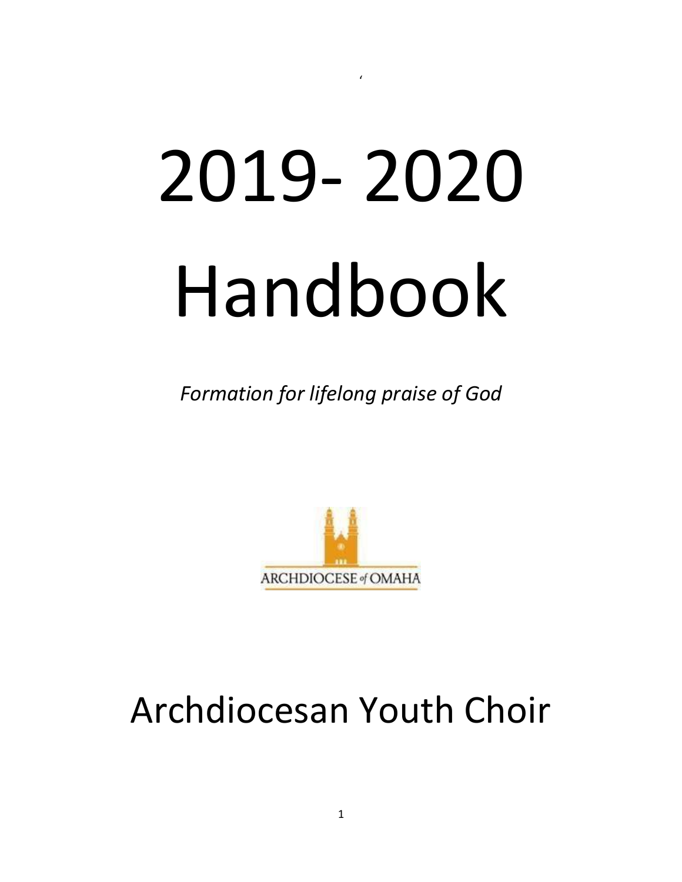‘

# 2019- 2020 Handbook

*Formation for lifelong praise of God*

ARCHDIOCESE of OMAHA

# Archdiocesan Youth Choir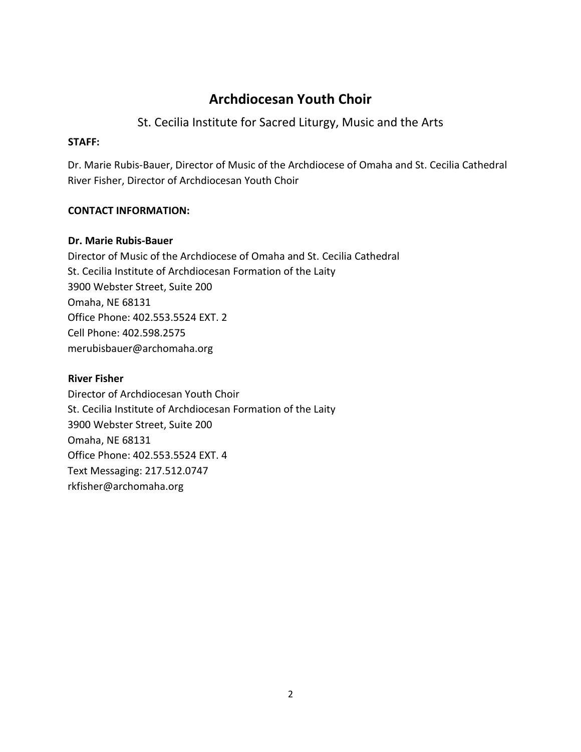# Archdiocesan Youth Choir

## St. Cecilia Institute for Sacred Liturgy, Music and the Arts

**STAFF:**

Dr. Marie Rubis-Bauer, Director of Music of the Archdiocese of Omaha and St. Cecilia Cathedral
River Fisher, Director of Archdiocesan Youth Choir

**CONTACT INFORMATION:**

**Dr. Marie Rubis-Bauer**
Director of Music of the Archdiocese of Omaha and St. Cecilia Cathedral
St. Cecilia Institute of Archdiocesan Formation of the Laity
3900 Webster Street, Suite 200
Omaha, NE 68131
Office Phone: 402.553.5524 EXT. 2
Cell Phone: 402.598.2575
merubisbauer@archomaha.org

**River Fisher**
Director of Archdiocesan Youth Choir
St. Cecilia Institute of Archdiocesan Formation of the Laity
3900 Webster Street, Suite 200
Omaha, NE 68131
Office Phone: 402.553.5524 EXT. 4
Text Messaging: 217.512.0747
rkfisher@archomaha.org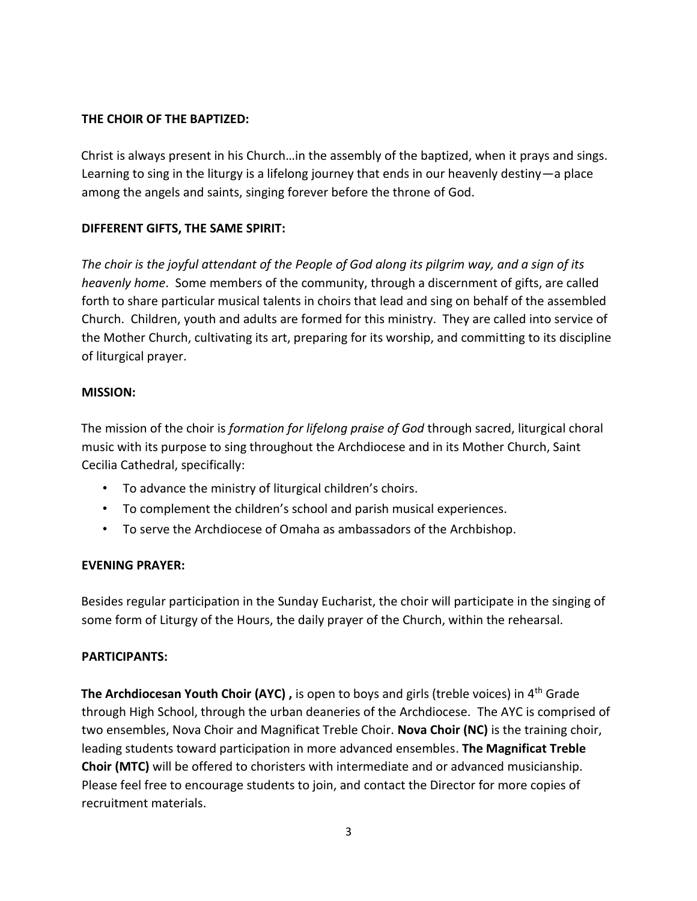**THE CHOIR OF THE BAPTIZED:**

Christ is always present in his Church…in the assembly of the baptized, when it prays and sings. Learning to sing in the liturgy is a lifelong journey that ends in our heavenly destiny—a place among the angels and saints, singing forever before the throne of God.

**DIFFERENT GIFTS, THE SAME SPIRIT:**

*The choir is the joyful attendant of the People of God along its pilgrim way, and a sign of its heavenly home*. Some members of the community, through a discernment of gifts, are called forth to share particular musical talents in choirs that lead and sing on behalf of the assembled Church. Children, youth and adults are formed for this ministry. They are called into service of the Mother Church, cultivating its art, preparing for its worship, and committing to its discipline of liturgical prayer.

**MISSION:**

The mission of the choir is *formation for lifelong praise of God* through sacred, liturgical choral music with its purpose to sing throughout the Archdiocese and in its Mother Church, Saint Cecilia Cathedral, specifically:

- To advance the ministry of liturgical children's choirs.
- To complement the children's school and parish musical experiences.
- To serve the Archdiocese of Omaha as ambassadors of the Archbishop.

**EVENING PRAYER:**

Besides regular participation in the Sunday Eucharist, the choir will participate in the singing of some form of Liturgy of the Hours, the daily prayer of the Church, within the rehearsal.

**PARTICIPANTS:**

**The Archdiocesan Youth Choir (AYC) ,** is open to boys and girls (treble voices) in 4th Grade through High School, through the urban deaneries of the Archdiocese. The AYC is comprised of two ensembles, Nova Choir and Magnificat Treble Choir. **Nova Choir (NC)** is the training choir, leading students toward participation in more advanced ensembles. **The Magnificat Treble Choir (MTC)** will be offered to choristers with intermediate and or advanced musicianship. Please feel free to encourage students to join, and contact the Director for more copies of recruitment materials.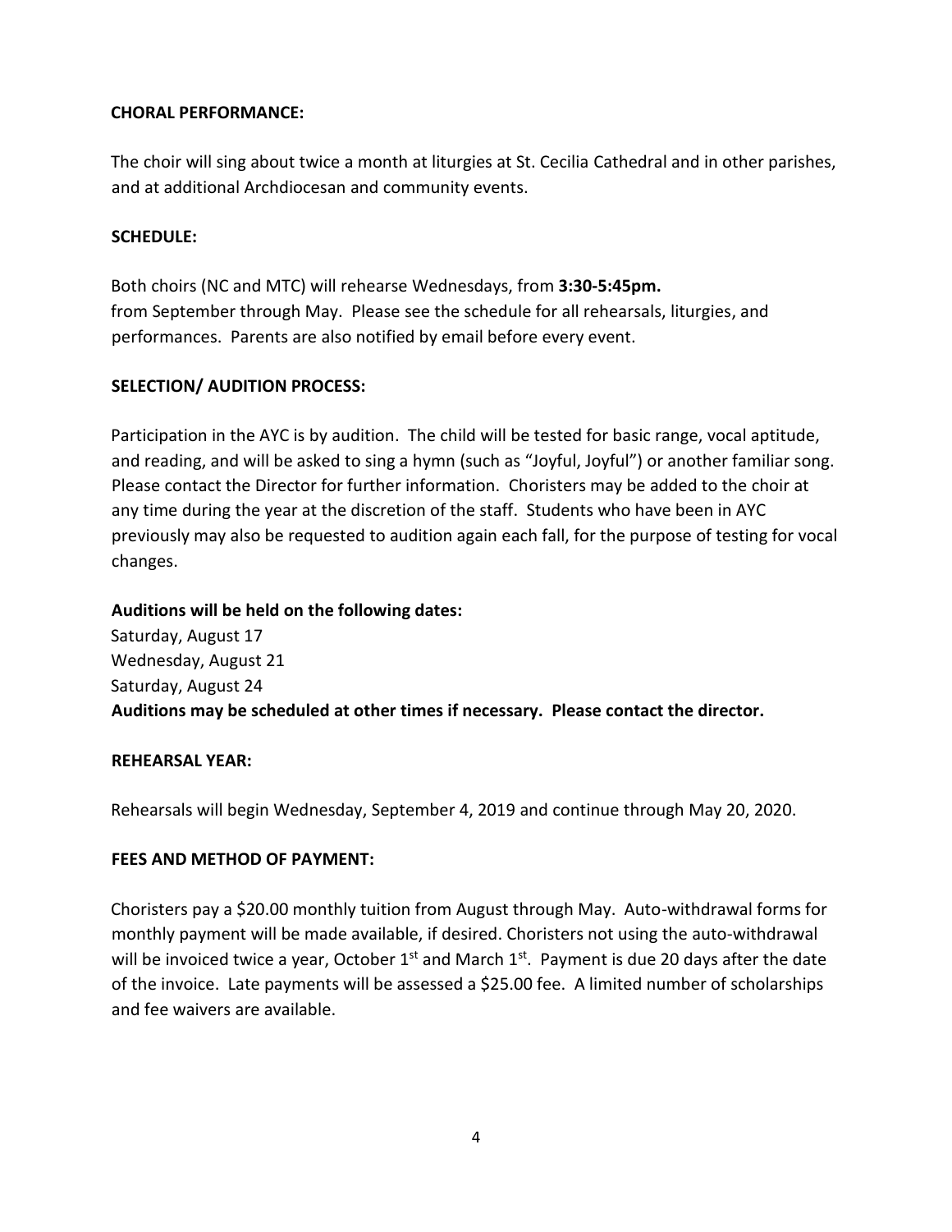**CHORAL PERFORMANCE:**

The choir will sing about twice a month at liturgies at St. Cecilia Cathedral and in other parishes, and at additional Archdiocesan and community events.

**SCHEDULE:**

Both choirs (NC and MTC) will rehearse Wednesdays, from **3:30-5:45pm.** from September through May. Please see the schedule for all rehearsals, liturgies, and performances. Parents are also notified by email before every event.

**SELECTION/ AUDITION PROCESS:**

Participation in the AYC is by audition. The child will be tested for basic range, vocal aptitude, and reading, and will be asked to sing a hymn (such as "Joyful, Joyful") or another familiar song. Please contact the Director for further information. Choristers may be added to the choir at any time during the year at the discretion of the staff. Students who have been in AYC previously may also be requested to audition again each fall, for the purpose of testing for vocal changes.

**Auditions will be held on the following dates:**
Saturday, August 17
Wednesday, August 21
Saturday, August 24
**Auditions may be scheduled at other times if necessary. Please contact the director.**

**REHEARSAL YEAR:**

Rehearsals will begin Wednesday, September 4, 2019 and continue through May 20, 2020.

**FEES AND METHOD OF PAYMENT:**

Choristers pay a $20.00 monthly tuition from August through May. Auto-withdrawal forms for monthly payment will be made available, if desired. Choristers not using the auto-withdrawal will be invoiced twice a year, October 1st and March 1st. Payment is due 20 days after the date of the invoice. Late payments will be assessed a $25.00 fee. A limited number of scholarships and fee waivers are available.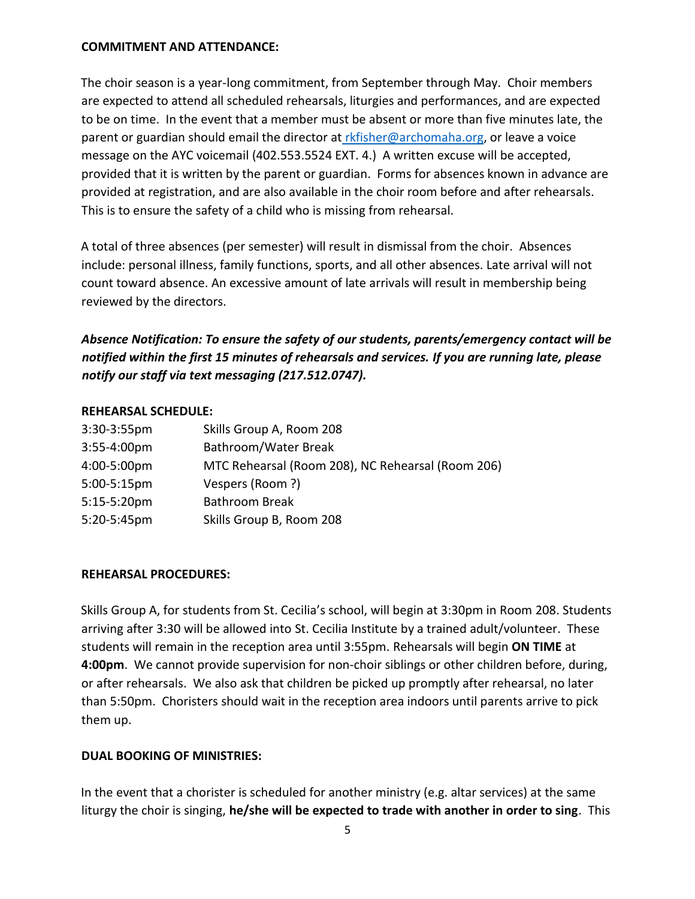**COMMITMENT AND ATTENDANCE:**

The choir season is a year-long commitment, from September through May. Choir members are expected to attend all scheduled rehearsals, liturgies and performances, and are expected to be on time. In the event that a member must be absent or more than five minutes late, the parent or guardian should email the director at rkfisher@archomaha.org, or leave a voice message on the AYC voicemail (402.553.5524 EXT. 4.) A written excuse will be accepted, provided that it is written by the parent or guardian. Forms for absences known in advance are provided at registration, and are also available in the choir room before and after rehearsals. This is to ensure the safety of a child who is missing from rehearsal.

A total of three absences (per semester) will result in dismissal from the choir. Absences include: personal illness, family functions, sports, and all other absences. Late arrival will not count toward absence. An excessive amount of late arrivals will result in membership being reviewed by the directors.

***Absence Notification: To ensure the safety of our students, parents/emergency contact will be notified within the first 15 minutes of rehearsals and services. If you are running late, please notify our staff via text messaging (217.512.0747).***

**REHEARSAL SCHEDULE:**

| | |
|---|---|
| 3:30-3:55pm | Skills Group A, Room 208 |
| 3:55-4:00pm | Bathroom/Water Break |
| 4:00-5:00pm | MTC Rehearsal (Room 208), NC Rehearsal (Room 206) |
| 5:00-5:15pm | Vespers (Room ?) |
| 5:15-5:20pm | Bathroom Break |
| 5:20-5:45pm | Skills Group B, Room 208 |

**REHEARSAL PROCEDURES:**

Skills Group A, for students from St. Cecilia's school, will begin at 3:30pm in Room 208. Students arriving after 3:30 will be allowed into St. Cecilia Institute by a trained adult/volunteer. These students will remain in the reception area until 3:55pm. Rehearsals will begin **ON TIME** at **4:00pm**. We cannot provide supervision for non-choir siblings or other children before, during, or after rehearsals. We also ask that children be picked up promptly after rehearsal, no later than 5:50pm. Choristers should wait in the reception area indoors until parents arrive to pick them up.

**DUAL BOOKING OF MINISTRIES:**

In the event that a chorister is scheduled for another ministry (e.g. altar services) at the same liturgy the choir is singing, **he/she will be expected to trade with another in order to sing**. This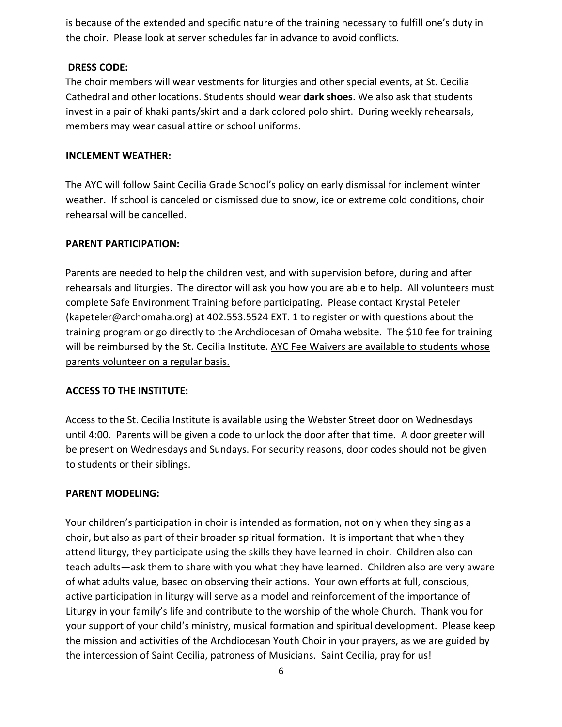is because of the extended and specific nature of the training necessary to fulfill one's duty in the choir. Please look at server schedules far in advance to avoid conflicts.

**DRESS CODE:**

The choir members will wear vestments for liturgies and other special events, at St. Cecilia Cathedral and other locations. Students should wear **dark shoes**. We also ask that students invest in a pair of khaki pants/skirt and a dark colored polo shirt. During weekly rehearsals, members may wear casual attire or school uniforms.

**INCLEMENT WEATHER:**

The AYC will follow Saint Cecilia Grade School's policy on early dismissal for inclement winter weather. If school is canceled or dismissed due to snow, ice or extreme cold conditions, choir rehearsal will be cancelled.

**PARENT PARTICIPATION:**

Parents are needed to help the children vest, and with supervision before, during and after rehearsals and liturgies. The director will ask you how you are able to help. All volunteers must complete Safe Environment Training before participating. Please contact Krystal Peteler (kapeteler@archomaha.org) at 402.553.5524 EXT. 1 to register or with questions about the training program or go directly to the Archdiocesan of Omaha website. The $10 fee for training will be reimbursed by the St. Cecilia Institute. <u>AYC Fee Waivers are available to students whose parents volunteer on a regular basis.</u>

**ACCESS TO THE INSTITUTE:**

Access to the St. Cecilia Institute is available using the Webster Street door on Wednesdays until 4:00. Parents will be given a code to unlock the door after that time. A door greeter will be present on Wednesdays and Sundays. For security reasons, door codes should not be given to students or their siblings.

**PARENT MODELING:**

Your children's participation in choir is intended as formation, not only when they sing as a choir, but also as part of their broader spiritual formation. It is important that when they attend liturgy, they participate using the skills they have learned in choir. Children also can teach adults—ask them to share with you what they have learned. Children also are very aware of what adults value, based on observing their actions. Your own efforts at full, conscious, active participation in liturgy will serve as a model and reinforcement of the importance of Liturgy in your family's life and contribute to the worship of the whole Church. Thank you for your support of your child's ministry, musical formation and spiritual development. Please keep the mission and activities of the Archdiocesan Youth Choir in your prayers, as we are guided by the intercession of Saint Cecilia, patroness of Musicians. Saint Cecilia, pray for us!